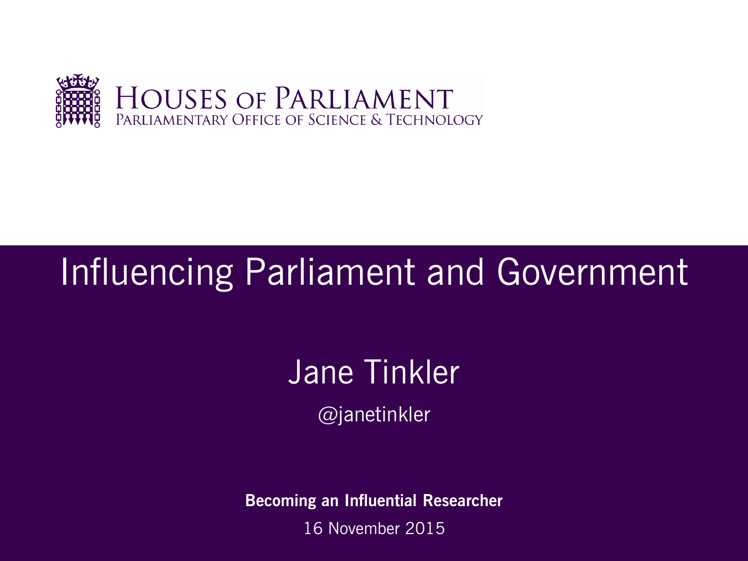HOUSES OF PARLIAMENT
PARLIAMENTARY OFFICE OF SCIENCE & TECHNOLOGY

# Influencing Parliament and Government

Jane Tinkler

@janetinkler

**Becoming an Influential Researcher**

16 November 2015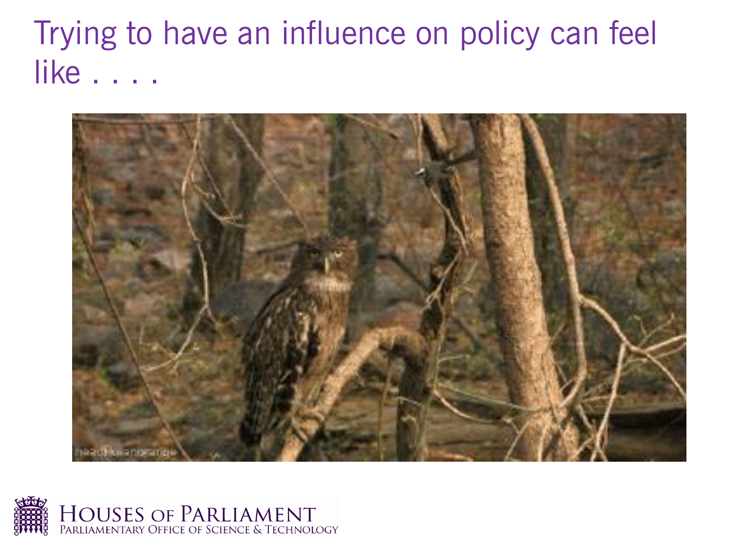# Trying to have an influence on policy can feel like . . . .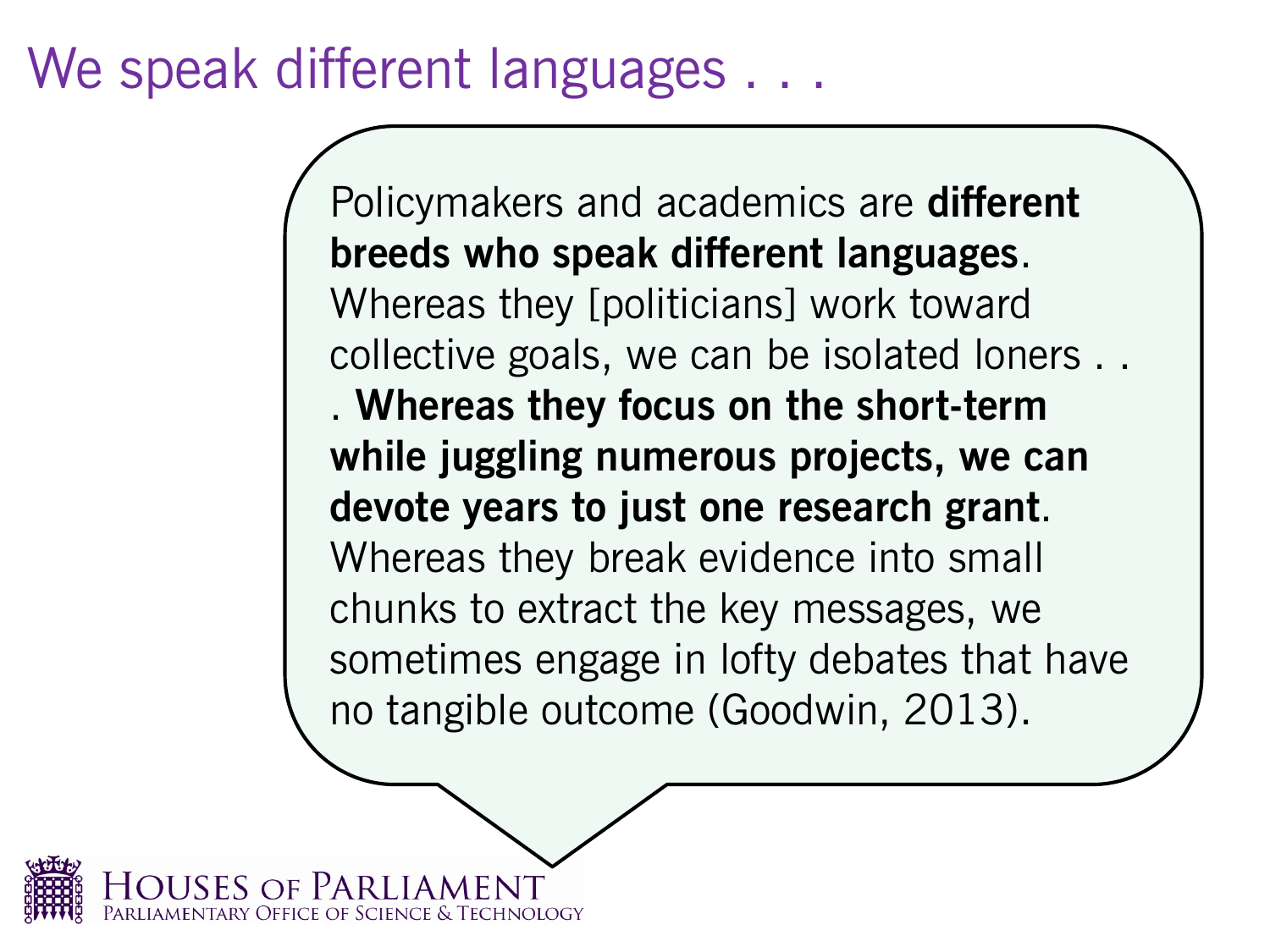# We speak different languages . . .

Policymakers and academics are **different breeds who speak different languages**. Whereas they [politicians] work toward collective goals, we can be isolated loners . . . **Whereas they focus on the short-term while juggling numerous projects, we can devote years to just one research grant**. Whereas they break evidence into small chunks to extract the key messages, we sometimes engage in lofty debates that have no tangible outcome (Goodwin, 2013).

HOUSES OF PARLIAMENT
PARLIAMENTARY OFFICE OF SCIENCE & TECHNOLOGY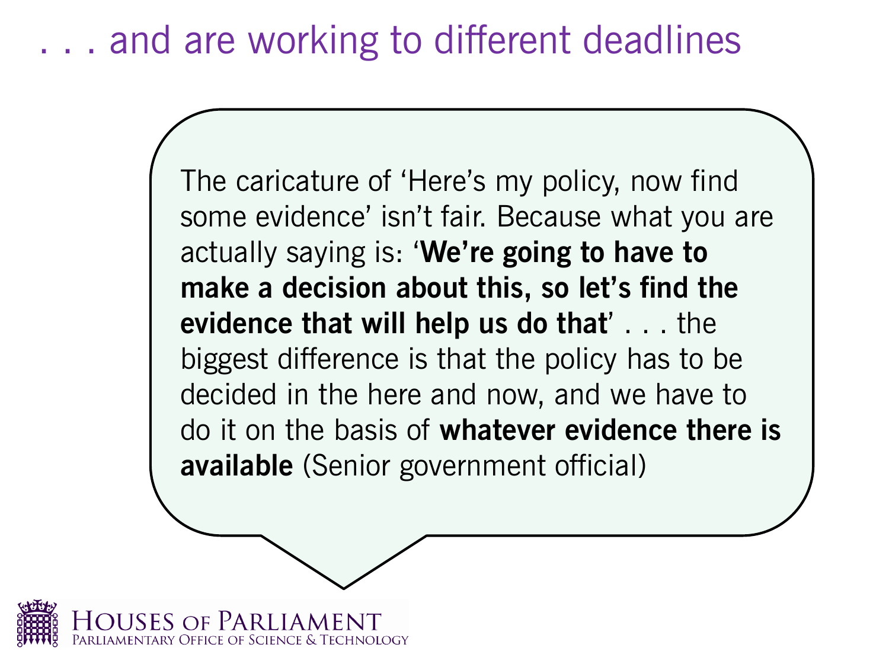# . . . and are working to different deadlines

The caricature of 'Here's my policy, now find some evidence' isn't fair. Because what you are actually saying is: **'We're going to have to make a decision about this, so let's find the evidence that will help us do that**' . . . the biggest difference is that the policy has to be decided in the here and now, and we have to do it on the basis of **whatever evidence there is available** (Senior government official)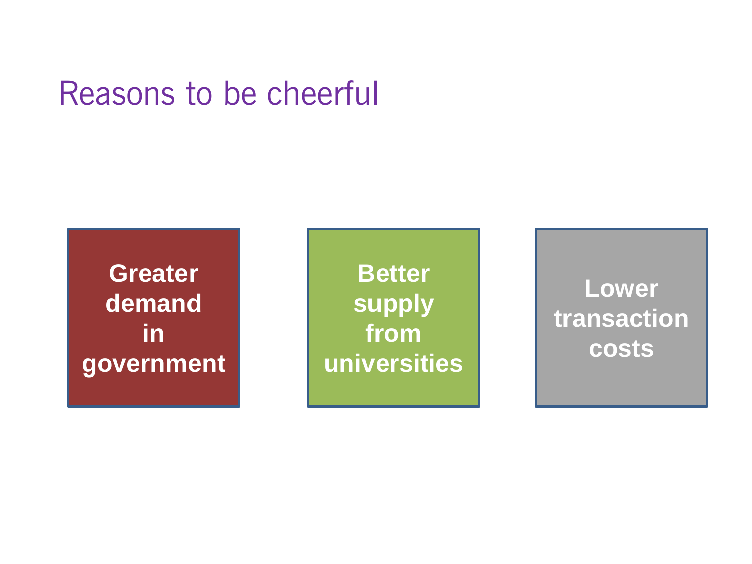# Reasons to be cheerful

- **Greater demand in government**
- **Better supply from universities**
- **Lower transaction costs**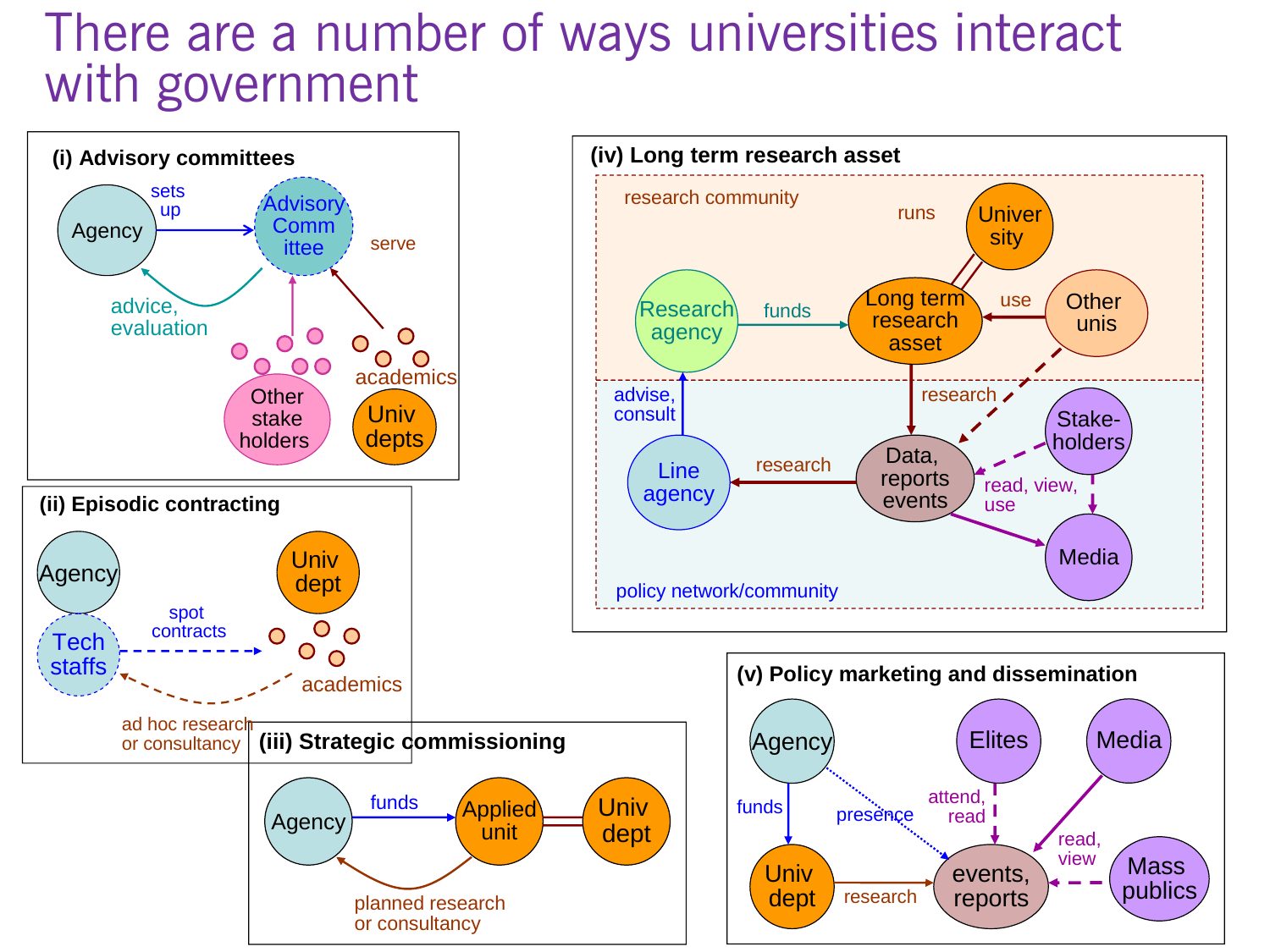# There are a number of ways universities interact with government

### (i) Advisory committees

- Agency → sets up → Advisory Committee
- Advisory Committee → advice, evaluation → Agency
- Other stake holders → Advisory Committee
- Univ depts (academics) → serve → Advisory Committee

### (ii) Episodic contracting

- Agency / Tech staffs → spot contracts → academics (Univ dept)
- academics → ad hoc research or consultancy → Tech staffs

### (iii) Strategic commissioning

- Agency → funds → Applied unit
- Applied unit — Univ dept
- Applied unit → planned research or consultancy → Agency

### (iv) Long term research asset

**research community**

- University → runs → Long term research asset
- Research agency → funds → Long term research asset
- Other unis → use → Long term research asset
- Other unis → Data, reports events

**policy network/community**

- Long term research asset → research → Data, reports events
- Data, reports events → research → Line agency
- Line agency → advise, consult → Research agency
- Stake-holders → read, view, use → Data, reports events
- Stake-holders → Media
- Data, reports events → Media

### (v) Policy marketing and dissemination

- Agency → funds → Univ dept
- Agency → presence → events, reports
- Univ dept → research → events, reports
- Elites → attend, read → events, reports
- Media → read, view → events, reports
- Mass publics → events, reports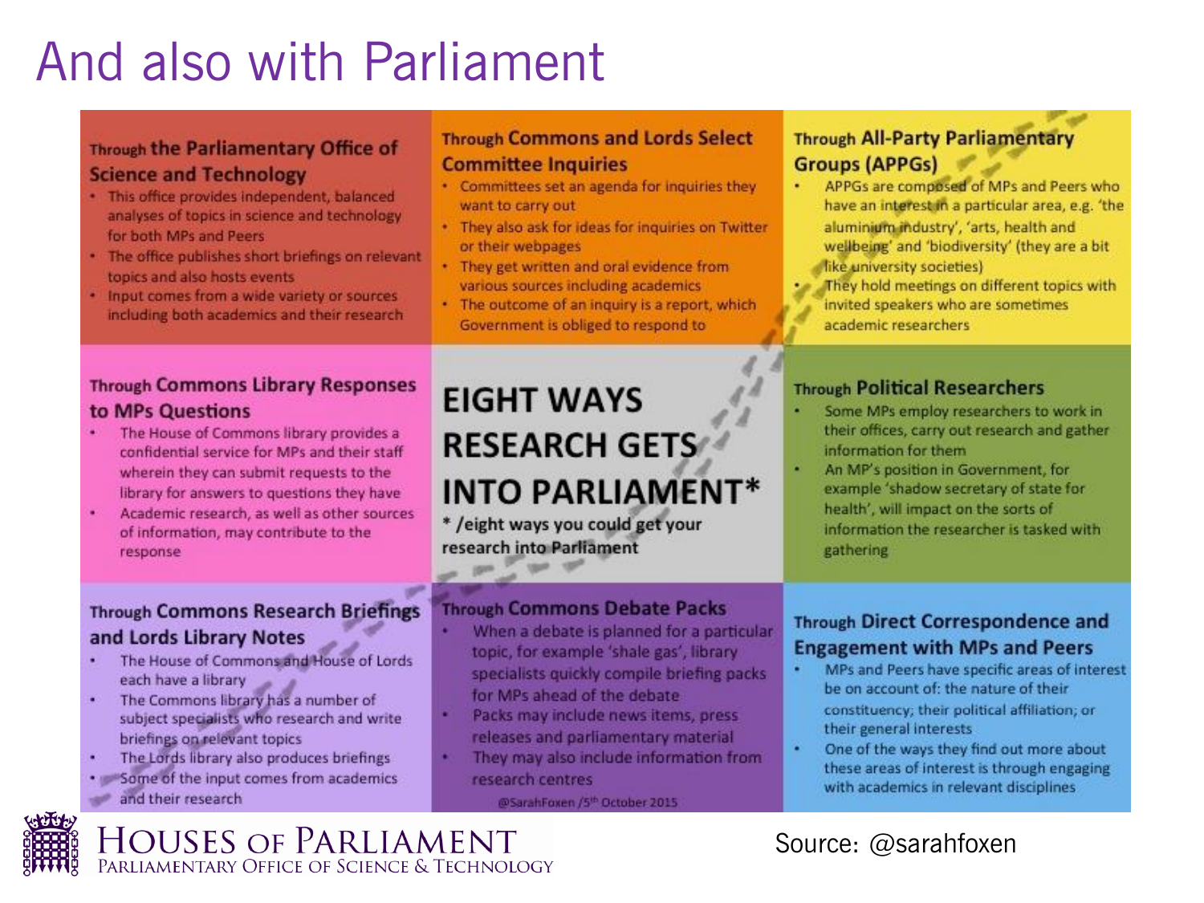# And also with Parliament

## EIGHT WAYS RESEARCH GETS INTO PARLIAMENT*

* /eight ways you could get your research into Parliament

### Through the Parliamentary Office of Science and Technology

- This office provides independent, balanced analyses of topics in science and technology for both MPs and Peers
- The office publishes short briefings on relevant topics and also hosts events
- Input comes from a wide variety or sources including both academics and their research

### Through Commons and Lords Select Committee Inquiries

- Committees set an agenda for inquiries they want to carry out
- They also ask for ideas for inquiries on Twitter or their webpages
- They get written and oral evidence from various sources including academics
- The outcome of an inquiry is a report, which Government is obliged to respond to

### Through All-Party Parliamentary Groups (APPGs)

- APPGs are composed of MPs and Peers who have an interest in a particular area, e.g. 'the aluminium industry', 'arts, health and wellbeing' and 'biodiversity' (they are a bit like university societies)
- They hold meetings on different topics with invited speakers who are sometimes academic researchers

### Through Commons Library Responses to MPs Questions

- The House of Commons library provides a confidential service for MPs and their staff wherein they can submit requests to the library for answers to questions they have
- Academic research, as well as other sources of information, may contribute to the response

### Through Political Researchers

- Some MPs employ researchers to work in their offices, carry out research and gather information for them
- An MP's position in Government, for example 'shadow secretary of state for health', will impact on the sorts of information the researcher is tasked with gathering

### Through Commons Research Briefings and Lords Library Notes

- The House of Commons and House of Lords each have a library
- The Commons library has a number of subject specialists who research and write briefings on relevant topics
- The Lords library also produces briefings
- Some of the input comes from academics and their research

### Through Commons Debate Packs

- When a debate is planned for a particular topic, for example 'shale gas', library specialists quickly compile briefing packs for MPs ahead of the debate
- Packs may include news items, press releases and parliamentary material
- They may also include information from research centres

### Through Direct Correspondence and Engagement with MPs and Peers

- MPs and Peers have specific areas of interest be on account of: the nature of their constituency; their political affiliation; or their general interests
- One of the ways they find out more about these areas of interest is through engaging with academics in relevant disciplines

@SarahFoxen /5th October 2015

Source: @sarahfoxen

HOUSES OF PARLIAMENT
PARLIAMENTARY OFFICE OF SCIENCE & TECHNOLOGY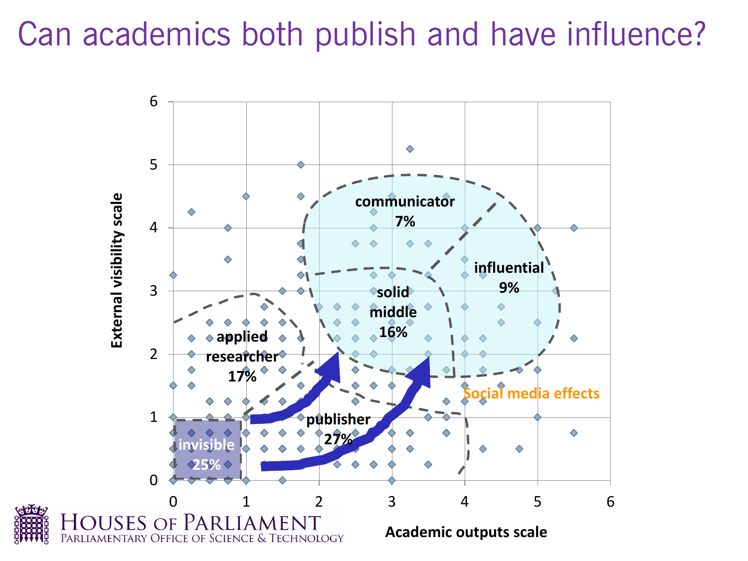# Can academics both publish and have influence?

External visibility scale

Academic outputs scale

communicator 7%

influential 9%

solid middle 16%

applied researcher 17%

publisher 27%

invisible 25%

Social media effects

Houses of Parliament
Parliamentary Office of Science & Technology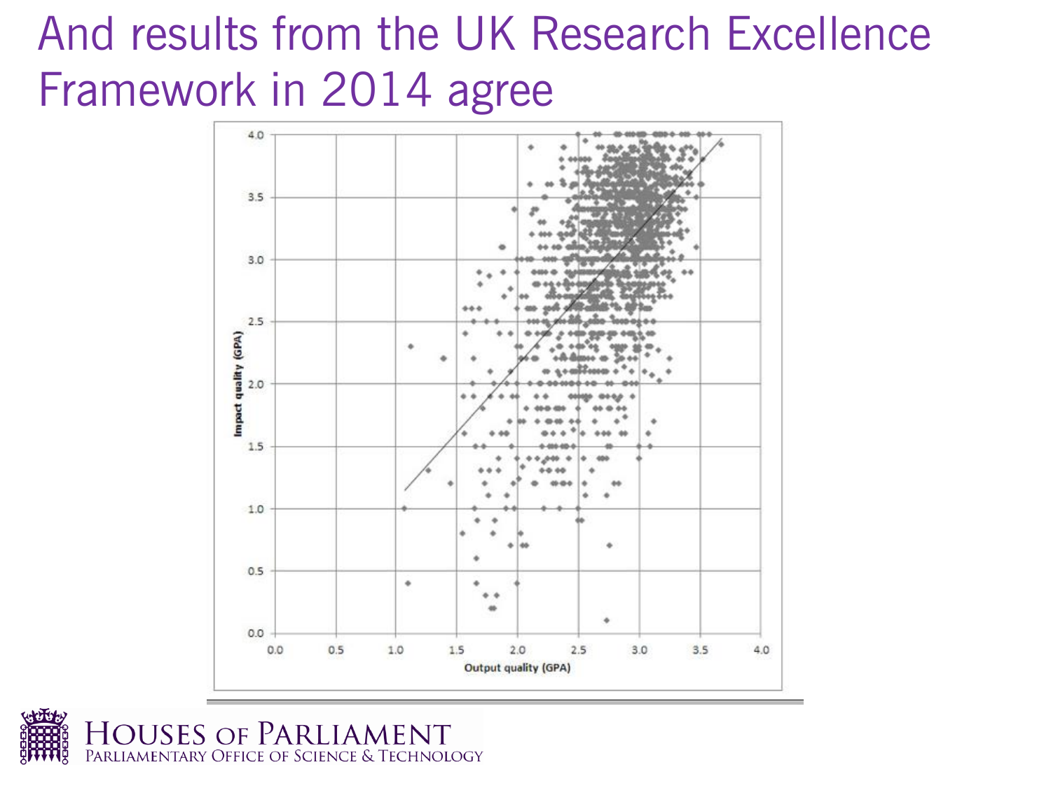# And results from the UK Research Excellence Framework in 2014 agree

Impact quality (GPA)

Output quality (GPA)

HOUSES OF PARLIAMENT
PARLIAMENTARY OFFICE OF SCIENCE & TECHNOLOGY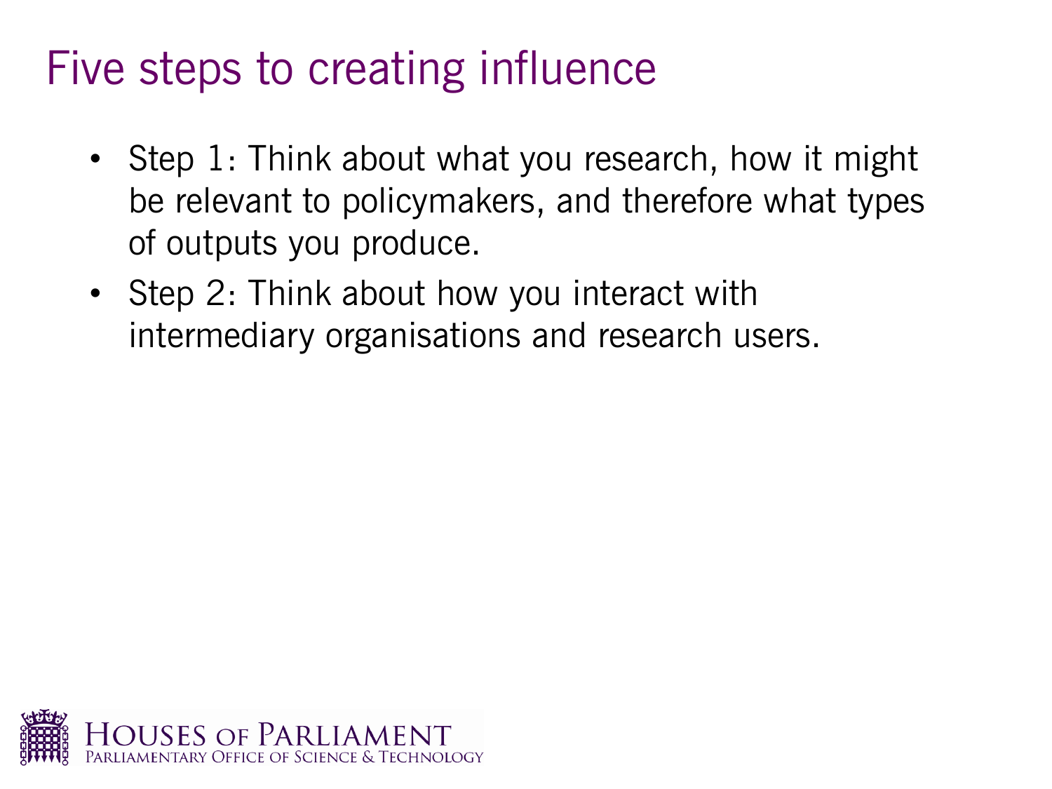# Five steps to creating influence

- Step 1: Think about what you research, how it might be relevant to policymakers, and therefore what types of outputs you produce.
- Step 2: Think about how you interact with intermediary organisations and research users.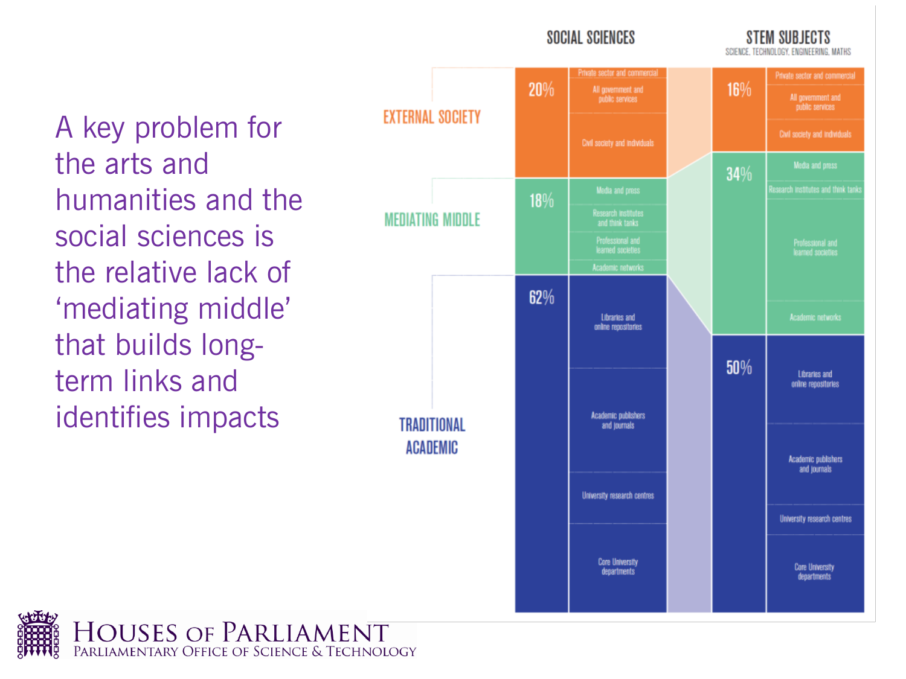A key problem for the arts and humanities and the social sciences is the relative lack of 'mediating middle' that builds long-term links and identifies impacts

| | SOCIAL SCIENCES | | STEM SUBJECTS (SCIENCE, TECHNOLOGY, ENGINEERING, MATHS) | |
|---|---|---|---|---|
| EXTERNAL SOCIETY | 20% | Private sector and commercial; All government and public services; Civil society and individuals | 16% | Private sector and commercial; All government and public services; Civil society and individuals |
| MEDIATING MIDDLE | 18% | Media and press; Research institutes and think tanks; Professional and learned societies; Academic networks | 34% | Media and press; Research institutes and think tanks; Professional and learned societies; Academic networks |
| TRADITIONAL ACADEMIC | 62% | Libraries and online repositories; Academic publishers and journals; University research centres; Core University departments | 50% | Libraries and online repositories; Academic publishers and journals; University research centres; Core University departments |

HOUSES OF PARLIAMENT
PARLIAMENTARY OFFICE OF SCIENCE & TECHNOLOGY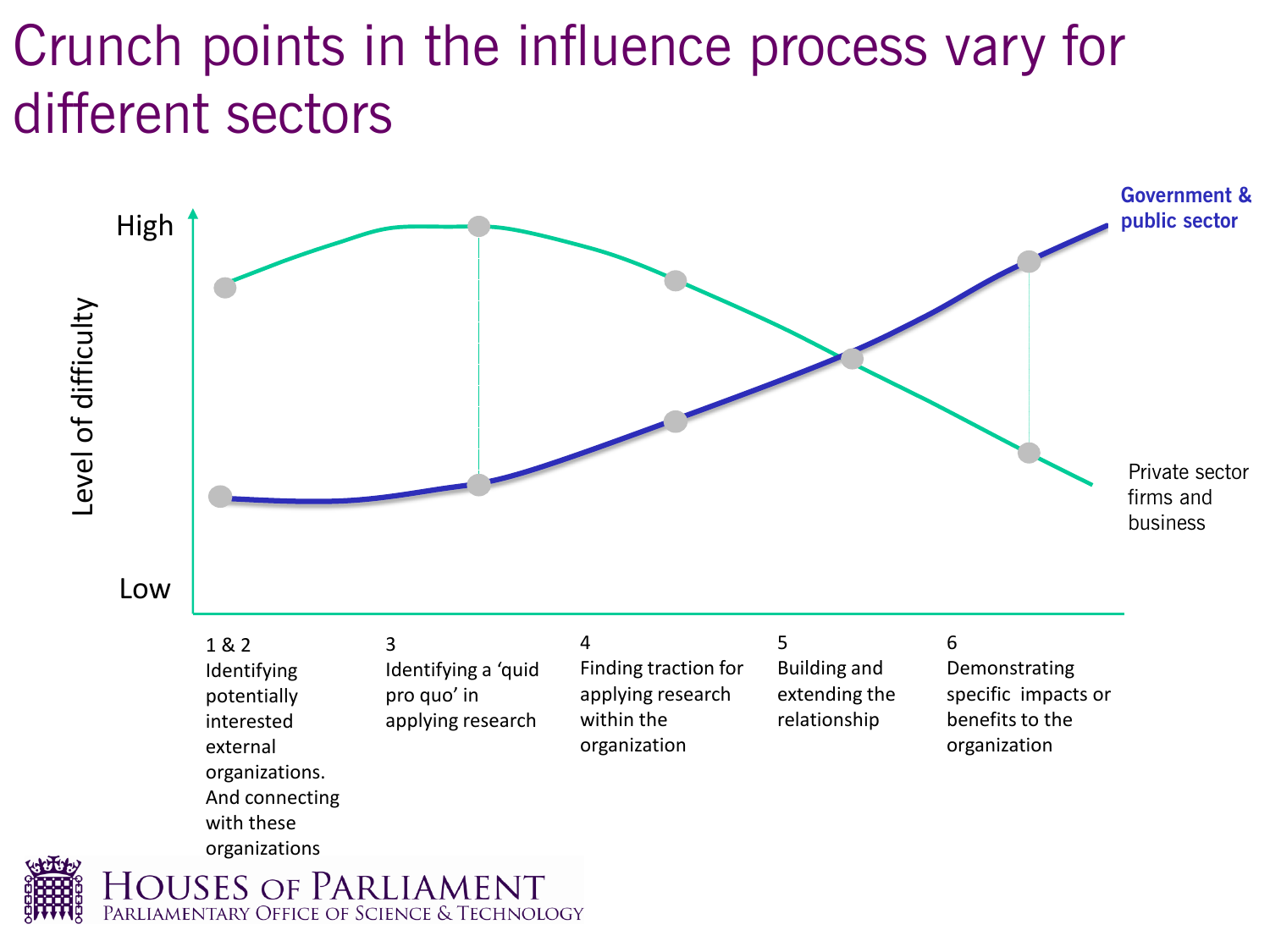# Crunch points in the influence process vary for different sectors

High

Level of difficulty

Low

Government & public sector

Private sector firms and business

1 & 2
Identifying potentially interested external organizations. And connecting with these organizations

3
Identifying a 'quid pro quo' in applying research

4
Finding traction for applying research within the organization

5
Building and extending the relationship

6
Demonstrating specific impacts or benefits to the organization

HOUSES OF PARLIAMENT
PARLIAMENTARY OFFICE OF SCIENCE & TECHNOLOGY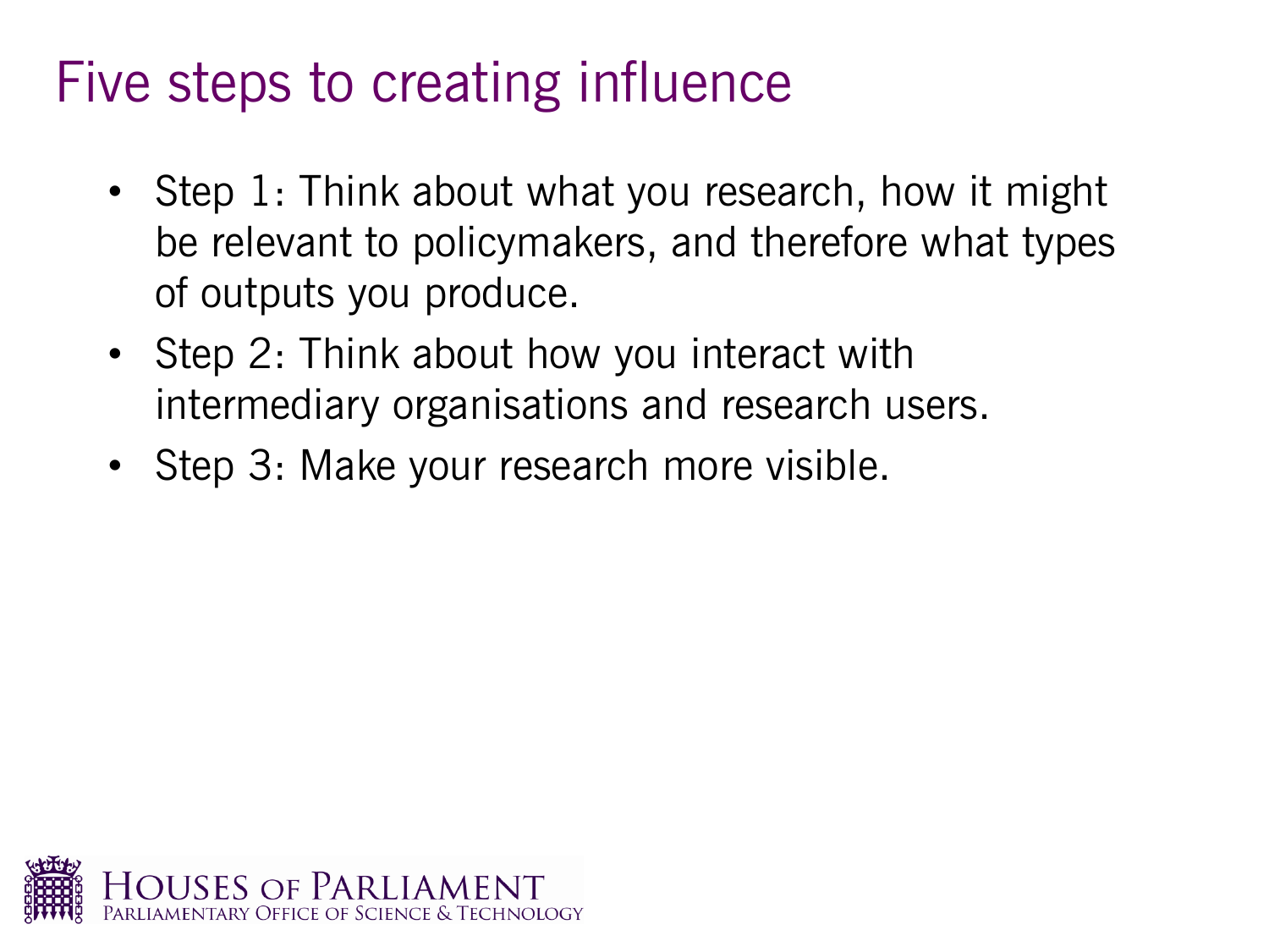# Five steps to creating influence

- Step 1: Think about what you research, how it might be relevant to policymakers, and therefore what types of outputs you produce.
- Step 2: Think about how you interact with intermediary organisations and research users.
- Step 3: Make your research more visible.

HOUSES OF PARLIAMENT
PARLIAMENTARY OFFICE OF SCIENCE & TECHNOLOGY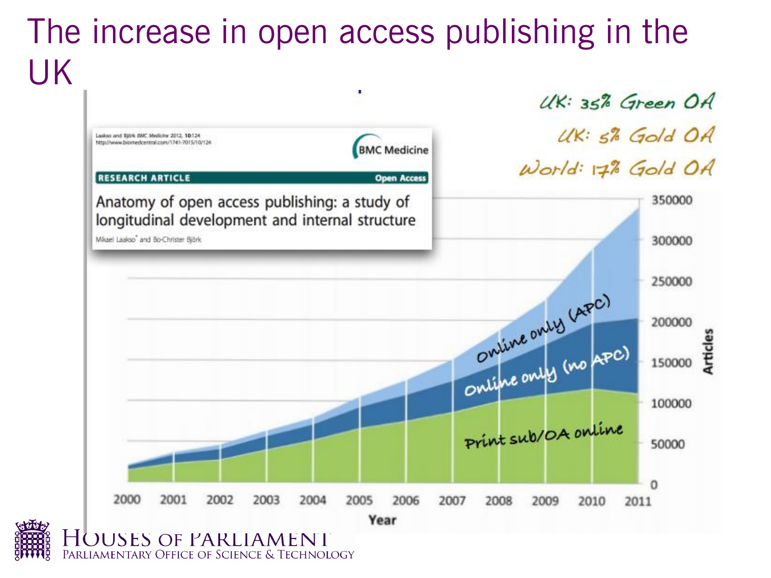# The increase in open access publishing in the UK

UK: 35% Green OA

UK: 5% Gold OA

World: 17% Gold OA

Laakso and Björk BMC Medicine 2012, 10:124
http://www.biomedcentral.com/1741-7015/10/124

BMC Medicine

RESEARCH ARTICLE — Open Access

Anatomy of open access publishing: a study of longitudinal development and internal structure

Mikael Laakso* and Bo-Christer Björk

Online only (APC)

Online only (no APC)

Print sub/OA online

Articles: 0, 50000, 100000, 150000, 200000, 250000, 300000, 350000

Year: 2000, 2001, 2002, 2003, 2004, 2005, 2006, 2007, 2008, 2009, 2010, 2011

HOUSES OF PARLIAMENT
PARLIAMENTARY OFFICE OF SCIENCE & TECHNOLOGY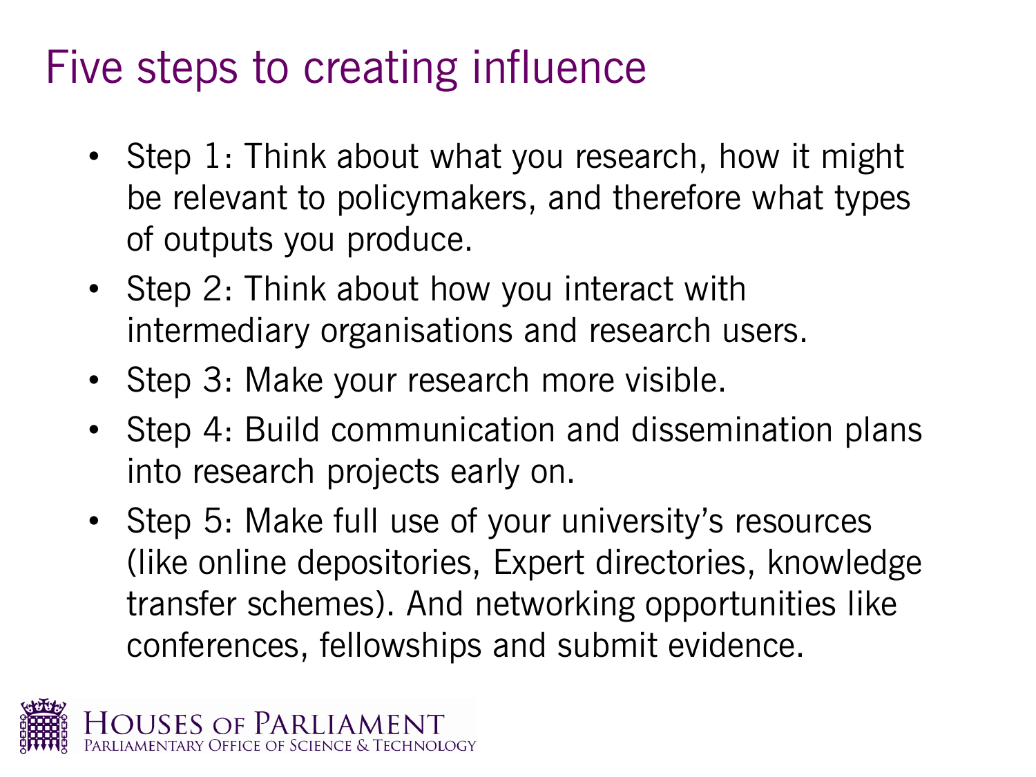# Five steps to creating influence

- Step 1: Think about what you research, how it might be relevant to policymakers, and therefore what types of outputs you produce.
- Step 2: Think about how you interact with intermediary organisations and research users.
- Step 3: Make your research more visible.
- Step 4: Build communication and dissemination plans into research projects early on.
- Step 5: Make full use of your university's resources (like online depositories, Expert directories, knowledge transfer schemes). And networking opportunities like conferences, fellowships and submit evidence.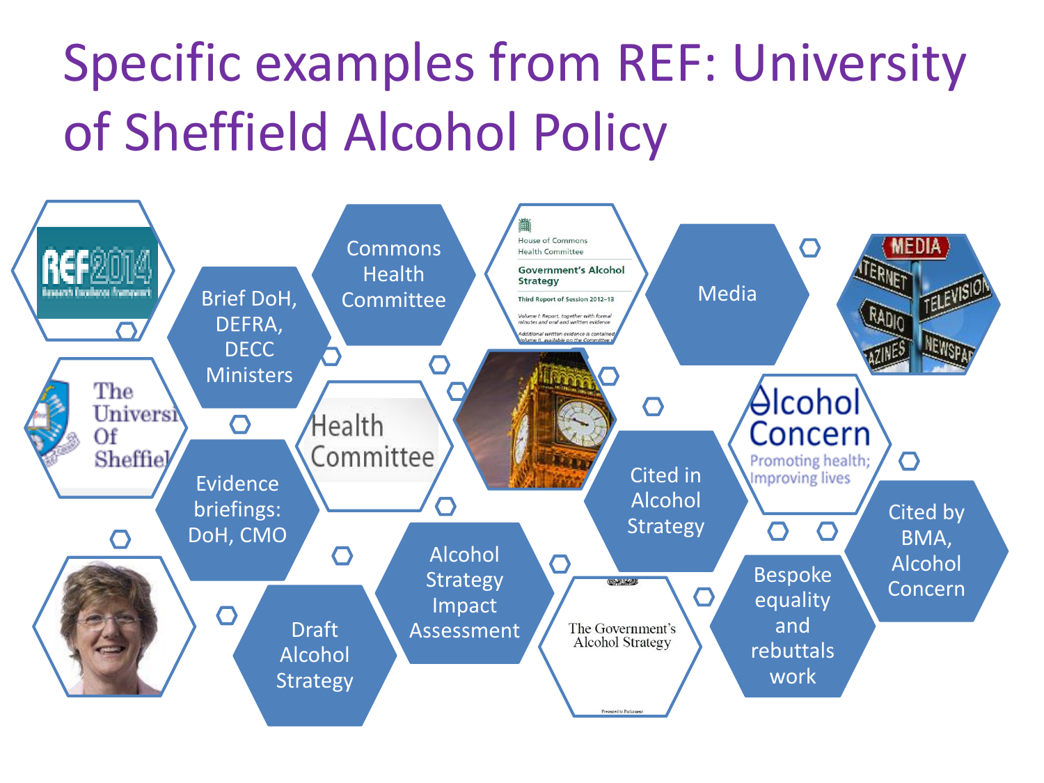# Specific examples from REF: University of Sheffield Alcohol Policy

Brief DoH, DEFRA, DECC Ministers

Commons Health Committee

Media

Evidence briefings: DoH, CMO

Cited in Alcohol Strategy

Cited by BMA, Alcohol Concern

Draft Alcohol Strategy

Alcohol Strategy Impact Assessment

Bespoke equality and rebuttals work